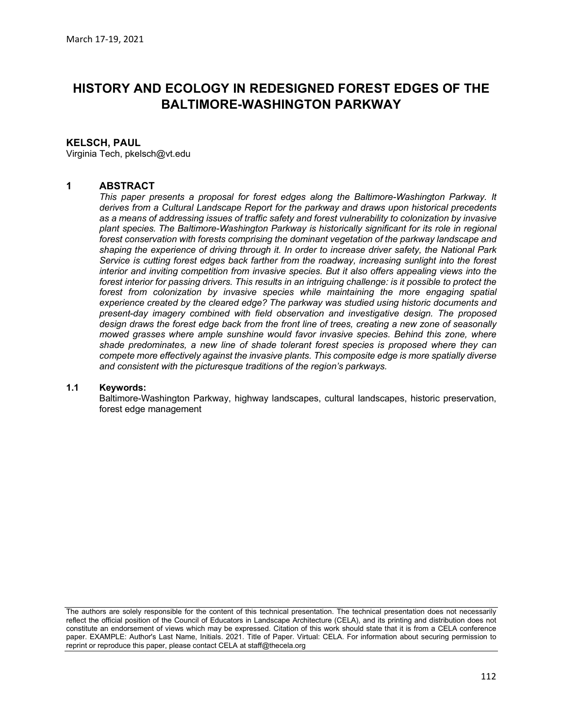March 17-19, 2021

# HISTORY AND ECOLOGY IN REDESIGNED FOREST EDGES OF THE BALTIMORE-WASHINGTON PARKWAY

**KELSCH, PAUL**
Virginia Tech, pkelsch@vt.edu

## 1 ABSTRACT

*This paper presents a proposal for forest edges along the Baltimore-Washington Parkway. It derives from a Cultural Landscape Report for the parkway and draws upon historical precedents as a means of addressing issues of traffic safety and forest vulnerability to colonization by invasive plant species. The Baltimore-Washington Parkway is historically significant for its role in regional forest conservation with forests comprising the dominant vegetation of the parkway landscape and shaping the experience of driving through it. In order to increase driver safety, the National Park Service is cutting forest edges back farther from the roadway, increasing sunlight into the forest interior and inviting competition from invasive species. But it also offers appealing views into the forest interior for passing drivers. This results in an intriguing challenge: is it possible to protect the forest from colonization by invasive species while maintaining the more engaging spatial experience created by the cleared edge? The parkway was studied using historic documents and present-day imagery combined with field observation and investigative design. The proposed design draws the forest edge back from the front line of trees, creating a new zone of seasonally mowed grasses where ample sunshine would favor invasive species. Behind this zone, where shade predominates, a new line of shade tolerant forest species is proposed where they can compete more effectively against the invasive plants. This composite edge is more spatially diverse and consistent with the picturesque traditions of the region's parkways.*

### 1.1 Keywords:

Baltimore-Washington Parkway, highway landscapes, cultural landscapes, historic preservation, forest edge management

The authors are solely responsible for the content of this technical presentation. The technical presentation does not necessarily reflect the official position of the Council of Educators in Landscape Architecture (CELA), and its printing and distribution does not constitute an endorsement of views which may be expressed. Citation of this work should state that it is from a CELA conference paper. EXAMPLE: Author's Last Name, Initials. 2021. Title of Paper. Virtual: CELA. For information about securing permission to reprint or reproduce this paper, please contact CELA at staff@thecela.org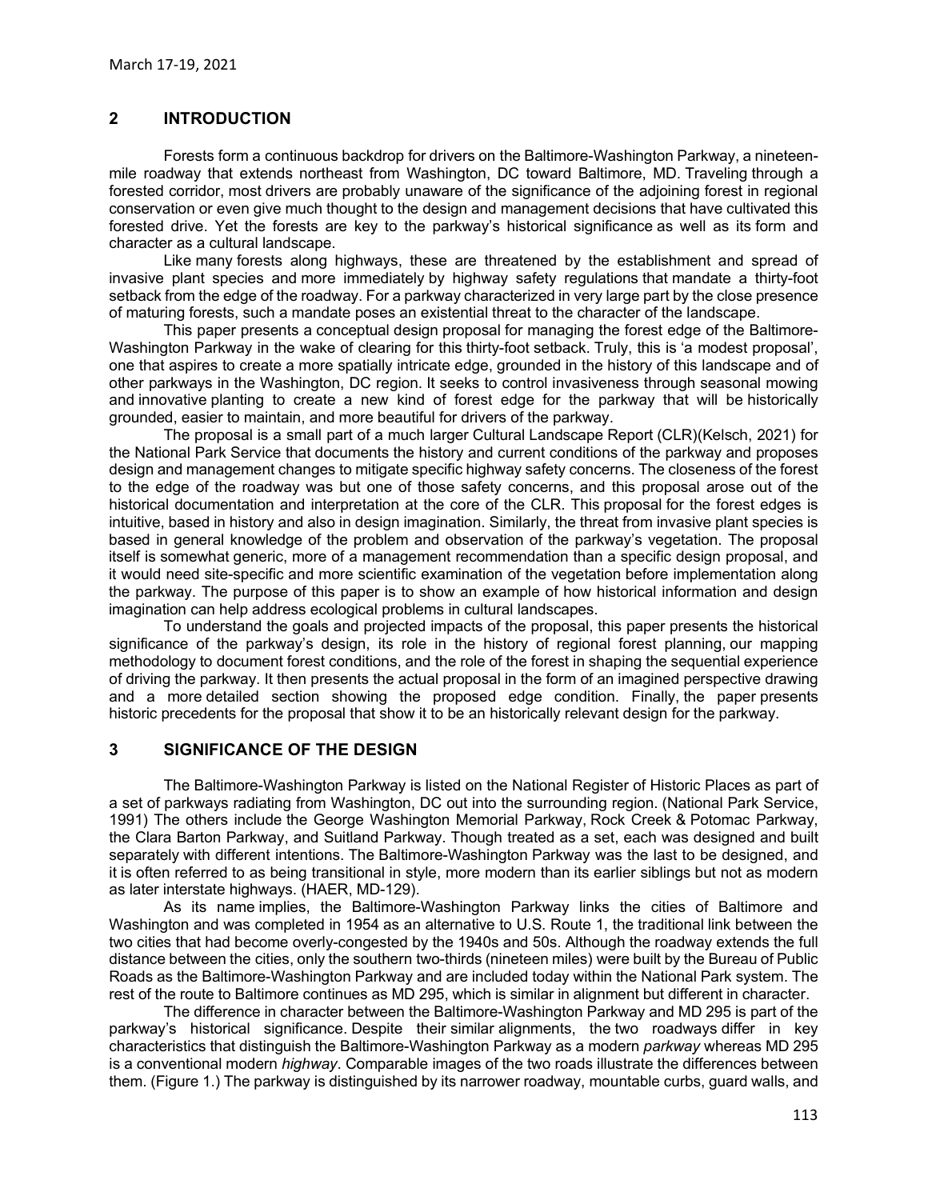## 2 INTRODUCTION

Forests form a continuous backdrop for drivers on the Baltimore-Washington Parkway, a nineteen-mile roadway that extends northeast from Washington, DC toward Baltimore, MD. Traveling through a forested corridor, most drivers are probably unaware of the significance of the adjoining forest in regional conservation or even give much thought to the design and management decisions that have cultivated this forested drive. Yet the forests are key to the parkway's historical significance as well as its form and character as a cultural landscape.

Like many forests along highways, these are threatened by the establishment and spread of invasive plant species and more immediately by highway safety regulations that mandate a thirty-foot setback from the edge of the roadway. For a parkway characterized in very large part by the close presence of maturing forests, such a mandate poses an existential threat to the character of the landscape.

This paper presents a conceptual design proposal for managing the forest edge of the Baltimore-Washington Parkway in the wake of clearing for this thirty-foot setback. Truly, this is 'a modest proposal', one that aspires to create a more spatially intricate edge, grounded in the history of this landscape and of other parkways in the Washington, DC region. It seeks to control invasiveness through seasonal mowing and innovative planting to create a new kind of forest edge for the parkway that will be historically grounded, easier to maintain, and more beautiful for drivers of the parkway.

The proposal is a small part of a much larger Cultural Landscape Report (CLR)(Kelsch, 2021) for the National Park Service that documents the history and current conditions of the parkway and proposes design and management changes to mitigate specific highway safety concerns. The closeness of the forest to the edge of the roadway was but one of those safety concerns, and this proposal arose out of the historical documentation and interpretation at the core of the CLR. This proposal for the forest edges is intuitive, based in history and also in design imagination. Similarly, the threat from invasive plant species is based in general knowledge of the problem and observation of the parkway's vegetation. The proposal itself is somewhat generic, more of a management recommendation than a specific design proposal, and it would need site-specific and more scientific examination of the vegetation before implementation along the parkway. The purpose of this paper is to show an example of how historical information and design imagination can help address ecological problems in cultural landscapes.

To understand the goals and projected impacts of the proposal, this paper presents the historical significance of the parkway's design, its role in the history of regional forest planning, our mapping methodology to document forest conditions, and the role of the forest in shaping the sequential experience of driving the parkway. It then presents the actual proposal in the form of an imagined perspective drawing and a more detailed section showing the proposed edge condition. Finally, the paper presents historic precedents for the proposal that show it to be an historically relevant design for the parkway.

## 3 SIGNIFICANCE OF THE DESIGN

The Baltimore-Washington Parkway is listed on the National Register of Historic Places as part of a set of parkways radiating from Washington, DC out into the surrounding region. (National Park Service, 1991) The others include the George Washington Memorial Parkway, Rock Creek & Potomac Parkway, the Clara Barton Parkway, and Suitland Parkway. Though treated as a set, each was designed and built separately with different intentions. The Baltimore-Washington Parkway was the last to be designed, and it is often referred to as being transitional in style, more modern than its earlier siblings but not as modern as later interstate highways. (HAER, MD-129).

As its name implies, the Baltimore-Washington Parkway links the cities of Baltimore and Washington and was completed in 1954 as an alternative to U.S. Route 1, the traditional link between the two cities that had become overly-congested by the 1940s and 50s. Although the roadway extends the full distance between the cities, only the southern two-thirds (nineteen miles) were built by the Bureau of Public Roads as the Baltimore-Washington Parkway and are included today within the National Park system. The rest of the route to Baltimore continues as MD 295, which is similar in alignment but different in character.

The difference in character between the Baltimore-Washington Parkway and MD 295 is part of the parkway's historical significance. Despite their similar alignments, the two roadways differ in key characteristics that distinguish the Baltimore-Washington Parkway as a modern *parkway* whereas MD 295 is a conventional modern *highway*. Comparable images of the two roads illustrate the differences between them. (Figure 1.) The parkway is distinguished by its narrower roadway, mountable curbs, guard walls, and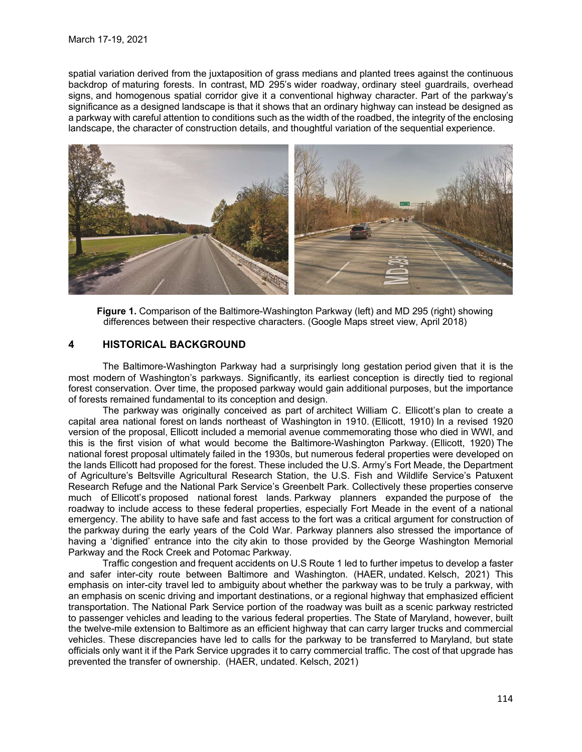spatial variation derived from the juxtaposition of grass medians and planted trees against the continuous backdrop of maturing forests. In contrast, MD 295's wider roadway, ordinary steel guardrails, overhead signs, and homogenous spatial corridor give it a conventional highway character. Part of the parkway's significance as a designed landscape is that it shows that an ordinary highway can instead be designed as a parkway with careful attention to conditions such as the width of the roadbed, the integrity of the enclosing landscape, the character of construction details, and thoughtful variation of the sequential experience.

**Figure 1.** Comparison of the Baltimore-Washington Parkway (left) and MD 295 (right) showing differences between their respective characters. (Google Maps street view, April 2018)

## 4 HISTORICAL BACKGROUND

The Baltimore-Washington Parkway had a surprisingly long gestation period given that it is the most modern of Washington's parkways. Significantly, its earliest conception is directly tied to regional forest conservation. Over time, the proposed parkway would gain additional purposes, but the importance of forests remained fundamental to its conception and design.

The parkway was originally conceived as part of architect William C. Ellicott's plan to create a capital area national forest on lands northeast of Washington in 1910. (Ellicott, 1910) In a revised 1920 version of the proposal, Ellicott included a memorial avenue commemorating those who died in WWI, and this is the first vision of what would become the Baltimore-Washington Parkway. (Ellicott, 1920) The national forest proposal ultimately failed in the 1930s, but numerous federal properties were developed on the lands Ellicott had proposed for the forest. These included the U.S. Army's Fort Meade, the Department of Agriculture's Beltsville Agricultural Research Station, the U.S. Fish and Wildlife Service's Patuxent Research Refuge and the National Park Service's Greenbelt Park. Collectively these properties conserve much of Ellicott's proposed national forest lands. Parkway planners expanded the purpose of the roadway to include access to these federal properties, especially Fort Meade in the event of a national emergency. The ability to have safe and fast access to the fort was a critical argument for construction of the parkway during the early years of the Cold War. Parkway planners also stressed the importance of having a 'dignified' entrance into the city akin to those provided by the George Washington Memorial Parkway and the Rock Creek and Potomac Parkway.

Traffic congestion and frequent accidents on U.S Route 1 led to further impetus to develop a faster and safer inter-city route between Baltimore and Washington. (HAER, undated. Kelsch, 2021) This emphasis on inter-city travel led to ambiguity about whether the parkway was to be truly a parkway, with an emphasis on scenic driving and important destinations, or a regional highway that emphasized efficient transportation. The National Park Service portion of the roadway was built as a scenic parkway restricted to passenger vehicles and leading to the various federal properties. The State of Maryland, however, built the twelve-mile extension to Baltimore as an efficient highway that can carry larger trucks and commercial vehicles. These discrepancies have led to calls for the parkway to be transferred to Maryland, but state officials only want it if the Park Service upgrades it to carry commercial traffic. The cost of that upgrade has prevented the transfer of ownership. (HAER, undated. Kelsch, 2021)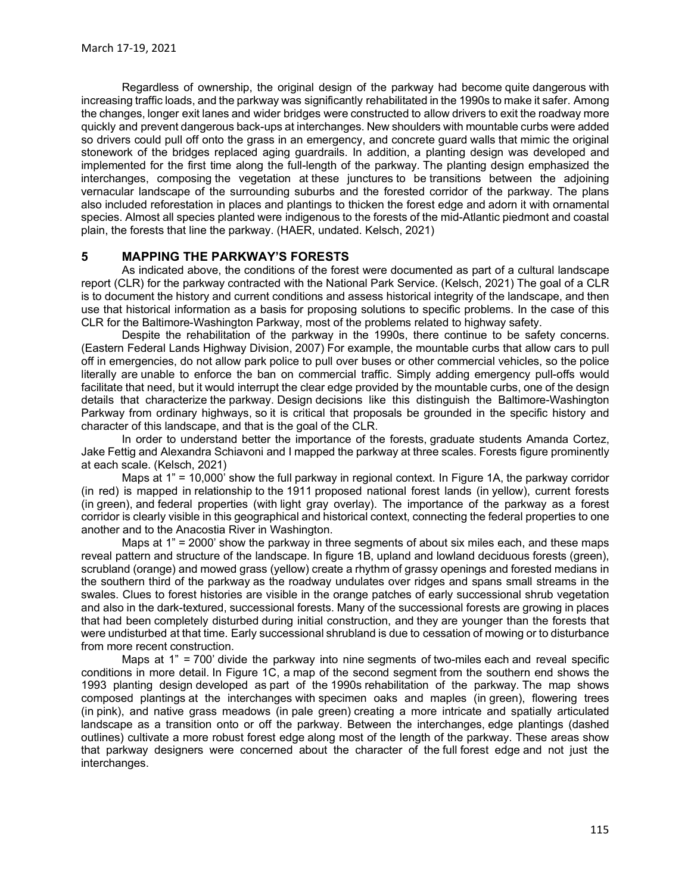Regardless of ownership, the original design of the parkway had become quite dangerous with increasing traffic loads, and the parkway was significantly rehabilitated in the 1990s to make it safer. Among the changes, longer exit lanes and wider bridges were constructed to allow drivers to exit the roadway more quickly and prevent dangerous back-ups at interchanges. New shoulders with mountable curbs were added so drivers could pull off onto the grass in an emergency, and concrete guard walls that mimic the original stonework of the bridges replaced aging guardrails. In addition, a planting design was developed and implemented for the first time along the full-length of the parkway. The planting design emphasized the interchanges, composing the vegetation at these junctures to be transitions between the adjoining vernacular landscape of the surrounding suburbs and the forested corridor of the parkway. The plans also included reforestation in places and plantings to thicken the forest edge and adorn it with ornamental species. Almost all species planted were indigenous to the forests of the mid-Atlantic piedmont and coastal plain, the forests that line the parkway. (HAER, undated. Kelsch, 2021)

## 5 MAPPING THE PARKWAY'S FORESTS

As indicated above, the conditions of the forest were documented as part of a cultural landscape report (CLR) for the parkway contracted with the National Park Service. (Kelsch, 2021) The goal of a CLR is to document the history and current conditions and assess historical integrity of the landscape, and then use that historical information as a basis for proposing solutions to specific problems. In the case of this CLR for the Baltimore-Washington Parkway, most of the problems related to highway safety.

Despite the rehabilitation of the parkway in the 1990s, there continue to be safety concerns. (Eastern Federal Lands Highway Division, 2007) For example, the mountable curbs that allow cars to pull off in emergencies, do not allow park police to pull over buses or other commercial vehicles, so the police literally are unable to enforce the ban on commercial traffic. Simply adding emergency pull-offs would facilitate that need, but it would interrupt the clear edge provided by the mountable curbs, one of the design details that characterize the parkway. Design decisions like this distinguish the Baltimore-Washington Parkway from ordinary highways, so it is critical that proposals be grounded in the specific history and character of this landscape, and that is the goal of the CLR.

In order to understand better the importance of the forests, graduate students Amanda Cortez, Jake Fettig and Alexandra Schiavoni and I mapped the parkway at three scales. Forests figure prominently at each scale. (Kelsch, 2021)

Maps at 1" = 10,000' show the full parkway in regional context. In Figure 1A, the parkway corridor (in red) is mapped in relationship to the 1911 proposed national forest lands (in yellow), current forests (in green), and federal properties (with light gray overlay). The importance of the parkway as a forest corridor is clearly visible in this geographical and historical context, connecting the federal properties to one another and to the Anacostia River in Washington.

Maps at 1" = 2000' show the parkway in three segments of about six miles each, and these maps reveal pattern and structure of the landscape. In figure 1B, upland and lowland deciduous forests (green), scrubland (orange) and mowed grass (yellow) create a rhythm of grassy openings and forested medians in the southern third of the parkway as the roadway undulates over ridges and spans small streams in the swales. Clues to forest histories are visible in the orange patches of early successional shrub vegetation and also in the dark-textured, successional forests. Many of the successional forests are growing in places that had been completely disturbed during initial construction, and they are younger than the forests that were undisturbed at that time. Early successional shrubland is due to cessation of mowing or to disturbance from more recent construction.

Maps at 1" = 700' divide the parkway into nine segments of two-miles each and reveal specific conditions in more detail. In Figure 1C, a map of the second segment from the southern end shows the 1993 planting design developed as part of the 1990s rehabilitation of the parkway. The map shows composed plantings at the interchanges with specimen oaks and maples (in green), flowering trees (in pink), and native grass meadows (in pale green) creating a more intricate and spatially articulated landscape as a transition onto or off the parkway. Between the interchanges, edge plantings (dashed outlines) cultivate a more robust forest edge along most of the length of the parkway. These areas show that parkway designers were concerned about the character of the full forest edge and not just the interchanges.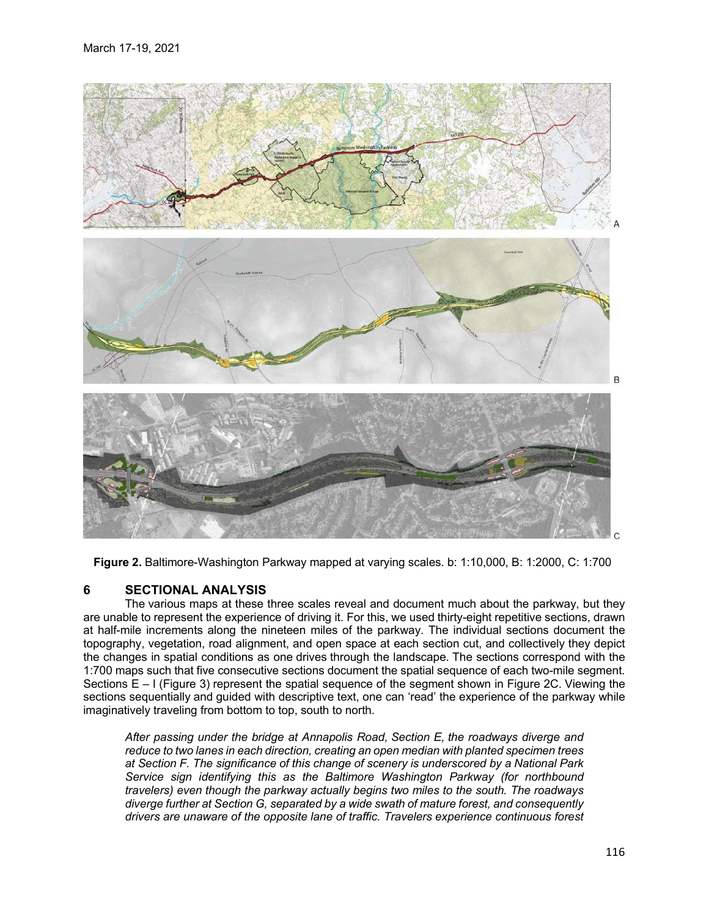**Figure 2.** Baltimore-Washington Parkway mapped at varying scales. b: 1:10,000, B: 1:2000, C: 1:700

## 6 SECTIONAL ANALYSIS

The various maps at these three scales reveal and document much about the parkway, but they are unable to represent the experience of driving it. For this, we used thirty-eight repetitive sections, drawn at half-mile increments along the nineteen miles of the parkway. The individual sections document the topography, vegetation, road alignment, and open space at each section cut, and collectively they depict the changes in spatial conditions as one drives through the landscape. The sections correspond with the 1:700 maps such that five consecutive sections document the spatial sequence of each two-mile segment. Sections E – I (Figure 3) represent the spatial sequence of the segment shown in Figure 2C. Viewing the sections sequentially and guided with descriptive text, one can 'read' the experience of the parkway while imaginatively traveling from bottom to top, south to north.

*After passing under the bridge at Annapolis Road, Section E, the roadways diverge and reduce to two lanes in each direction, creating an open median with planted specimen trees at Section F. The significance of this change of scenery is underscored by a National Park Service sign identifying this as the Baltimore Washington Parkway (for northbound travelers) even though the parkway actually begins two miles to the south. The roadways diverge further at Section G, separated by a wide swath of mature forest, and consequently drivers are unaware of the opposite lane of traffic. Travelers experience continuous forest*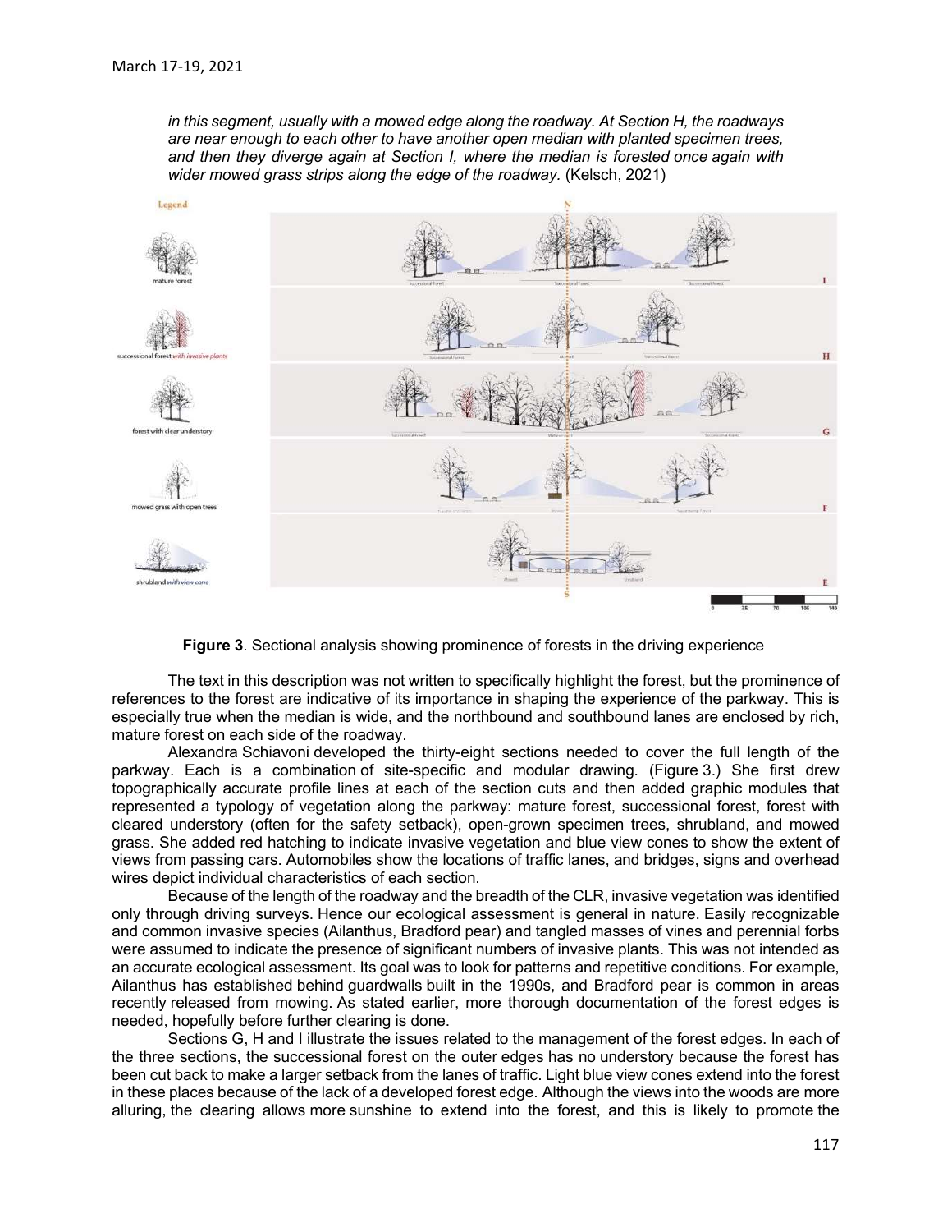*in this segment, usually with a mowed edge along the roadway. At Section H, the roadways are near enough to each other to have another open median with planted specimen trees, and then they diverge again at Section I, where the median is forested once again with wider mowed grass strips along the edge of the roadway.* (Kelsch, 2021)

**Figure 3**. Sectional analysis showing prominence of forests in the driving experience

The text in this description was not written to specifically highlight the forest, but the prominence of references to the forest are indicative of its importance in shaping the experience of the parkway. This is especially true when the median is wide, and the northbound and southbound lanes are enclosed by rich, mature forest on each side of the roadway.

Alexandra Schiavoni developed the thirty-eight sections needed to cover the full length of the parkway. Each is a combination of site-specific and modular drawing. (Figure 3.) She first drew topographically accurate profile lines at each of the section cuts and then added graphic modules that represented a typology of vegetation along the parkway: mature forest, successional forest, forest with cleared understory (often for the safety setback), open-grown specimen trees, shrubland, and mowed grass. She added red hatching to indicate invasive vegetation and blue view cones to show the extent of views from passing cars. Automobiles show the locations of traffic lanes, and bridges, signs and overhead wires depict individual characteristics of each section.

Because of the length of the roadway and the breadth of the CLR, invasive vegetation was identified only through driving surveys. Hence our ecological assessment is general in nature. Easily recognizable and common invasive species (Ailanthus, Bradford pear) and tangled masses of vines and perennial forbs were assumed to indicate the presence of significant numbers of invasive plants. This was not intended as an accurate ecological assessment. Its goal was to look for patterns and repetitive conditions. For example, Ailanthus has established behind guardwalls built in the 1990s, and Bradford pear is common in areas recently released from mowing. As stated earlier, more thorough documentation of the forest edges is needed, hopefully before further clearing is done.

Sections G, H and I illustrate the issues related to the management of the forest edges. In each of the three sections, the successional forest on the outer edges has no understory because the forest has been cut back to make a larger setback from the lanes of traffic. Light blue view cones extend into the forest in these places because of the lack of a developed forest edge. Although the views into the woods are more alluring, the clearing allows more sunshine to extend into the forest, and this is likely to promote the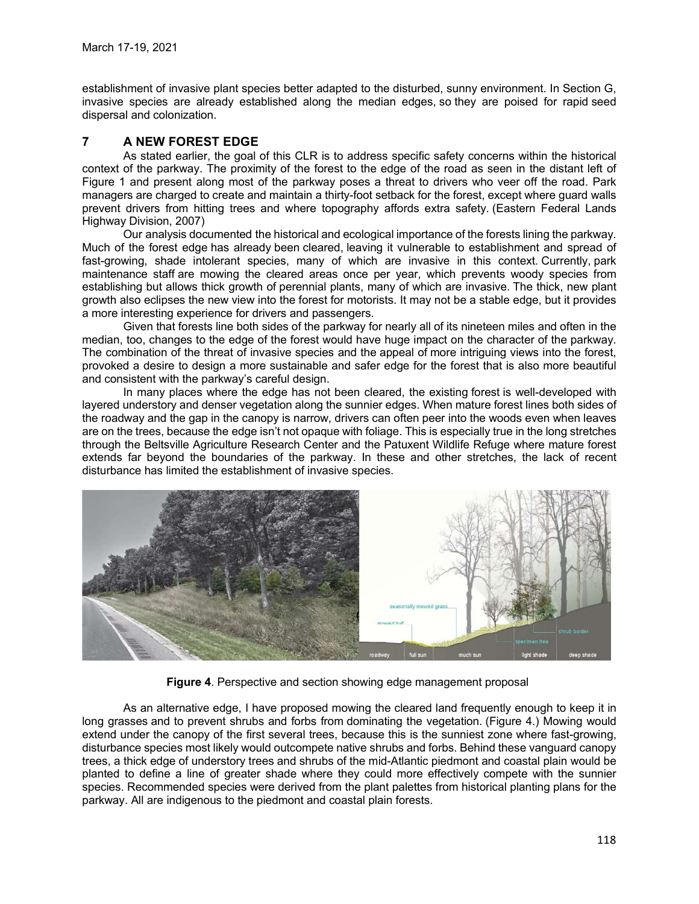establishment of invasive plant species better adapted to the disturbed, sunny environment. In Section G, invasive species are already established along the median edges, so they are poised for rapid seed dispersal and colonization.

## 7 A NEW FOREST EDGE

As stated earlier, the goal of this CLR is to address specific safety concerns within the historical context of the parkway. The proximity of the forest to the edge of the road as seen in the distant left of Figure 1 and present along most of the parkway poses a threat to drivers who veer off the road. Park managers are charged to create and maintain a thirty-foot setback for the forest, except where guard walls prevent drivers from hitting trees and where topography affords extra safety. (Eastern Federal Lands Highway Division, 2007)

Our analysis documented the historical and ecological importance of the forests lining the parkway. Much of the forest edge has already been cleared, leaving it vulnerable to establishment and spread of fast-growing, shade intolerant species, many of which are invasive in this context. Currently, park maintenance staff are mowing the cleared areas once per year, which prevents woody species from establishing but allows thick growth of perennial plants, many of which are invasive. The thick, new plant growth also eclipses the new view into the forest for motorists. It may not be a stable edge, but it provides a more interesting experience for drivers and passengers.

Given that forests line both sides of the parkway for nearly all of its nineteen miles and often in the median, too, changes to the edge of the forest would have huge impact on the character of the parkway. The combination of the threat of invasive species and the appeal of more intriguing views into the forest, provoked a desire to design a more sustainable and safer edge for the forest that is also more beautiful and consistent with the parkway's careful design.

In many places where the edge has not been cleared, the existing forest is well-developed with layered understory and denser vegetation along the sunnier edges. When mature forest lines both sides of the roadway and the gap in the canopy is narrow, drivers can often peer into the woods even when leaves are on the trees, because the edge isn't not opaque with foliage. This is especially true in the long stretches through the Beltsville Agriculture Research Center and the Patuxent Wildlife Refuge where mature forest extends far beyond the boundaries of the parkway. In these and other stretches, the lack of recent disturbance has limited the establishment of invasive species.

**Figure 4**. Perspective and section showing edge management proposal

As an alternative edge, I have proposed mowing the cleared land frequently enough to keep it in long grasses and to prevent shrubs and forbs from dominating the vegetation. (Figure 4.) Mowing would extend under the canopy of the first several trees, because this is the sunniest zone where fast-growing, disturbance species most likely would outcompete native shrubs and forbs. Behind these vanguard canopy trees, a thick edge of understory trees and shrubs of the mid-Atlantic piedmont and coastal plain would be planted to define a line of greater shade where they could more effectively compete with the sunnier species. Recommended species were derived from the plant palettes from historical planting plans for the parkway. All are indigenous to the piedmont and coastal plain forests.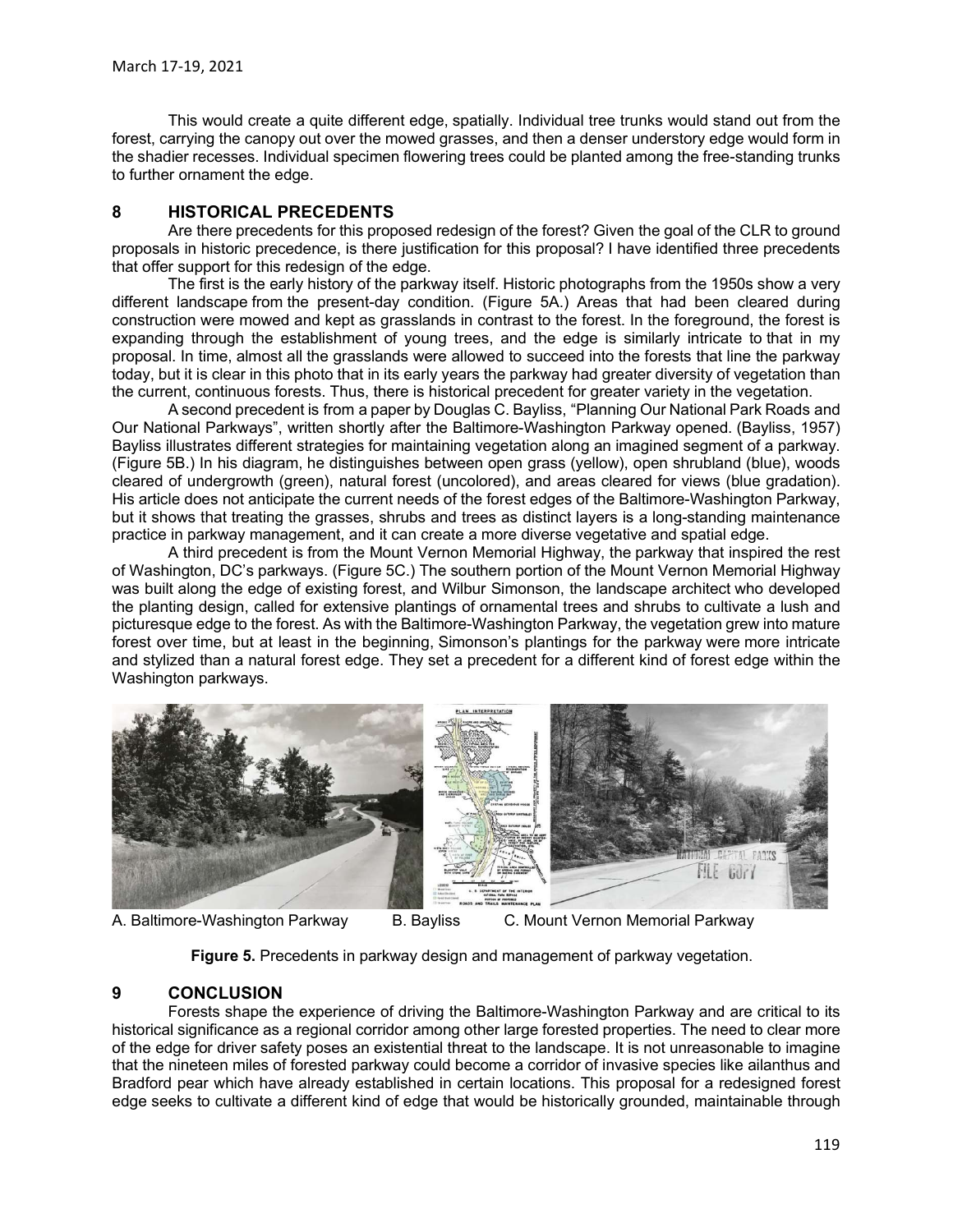This would create a quite different edge, spatially. Individual tree trunks would stand out from the forest, carrying the canopy out over the mowed grasses, and then a denser understory edge would form in the shadier recesses. Individual specimen flowering trees could be planted among the free-standing trunks to further ornament the edge.

## 8 HISTORICAL PRECEDENTS

Are there precedents for this proposed redesign of the forest? Given the goal of the CLR to ground proposals in historic precedence, is there justification for this proposal? I have identified three precedents that offer support for this redesign of the edge.

The first is the early history of the parkway itself. Historic photographs from the 1950s show a very different landscape from the present-day condition. (Figure 5A.) Areas that had been cleared during construction were mowed and kept as grasslands in contrast to the forest. In the foreground, the forest is expanding through the establishment of young trees, and the edge is similarly intricate to that in my proposal. In time, almost all the grasslands were allowed to succeed into the forests that line the parkway today, but it is clear in this photo that in its early years the parkway had greater diversity of vegetation than the current, continuous forests. Thus, there is historical precedent for greater variety in the vegetation.

A second precedent is from a paper by Douglas C. Bayliss, "Planning Our National Park Roads and Our National Parkways", written shortly after the Baltimore-Washington Parkway opened. (Bayliss, 1957) Bayliss illustrates different strategies for maintaining vegetation along an imagined segment of a parkway. (Figure 5B.) In his diagram, he distinguishes between open grass (yellow), open shrubland (blue), woods cleared of undergrowth (green), natural forest (uncolored), and areas cleared for views (blue gradation). His article does not anticipate the current needs of the forest edges of the Baltimore-Washington Parkway, but it shows that treating the grasses, shrubs and trees as distinct layers is a long-standing maintenance practice in parkway management, and it can create a more diverse vegetative and spatial edge.

A third precedent is from the Mount Vernon Memorial Highway, the parkway that inspired the rest of Washington, DC's parkways. (Figure 5C.) The southern portion of the Mount Vernon Memorial Highway was built along the edge of existing forest, and Wilbur Simonson, the landscape architect who developed the planting design, called for extensive plantings of ornamental trees and shrubs to cultivate a lush and picturesque edge to the forest. As with the Baltimore-Washington Parkway, the vegetation grew into mature forest over time, but at least in the beginning, Simonson's plantings for the parkway were more intricate and stylized than a natural forest edge. They set a precedent for a different kind of forest edge within the Washington parkways.

A. Baltimore-Washington Parkway B. Bayliss C. Mount Vernon Memorial Parkway

**Figure 5.** Precedents in parkway design and management of parkway vegetation.

## 9 CONCLUSION

Forests shape the experience of driving the Baltimore-Washington Parkway and are critical to its historical significance as a regional corridor among other large forested properties. The need to clear more of the edge for driver safety poses an existential threat to the landscape. It is not unreasonable to imagine that the nineteen miles of forested parkway could become a corridor of invasive species like ailanthus and Bradford pear which have already established in certain locations. This proposal for a redesigned forest edge seeks to cultivate a different kind of edge that would be historically grounded, maintainable through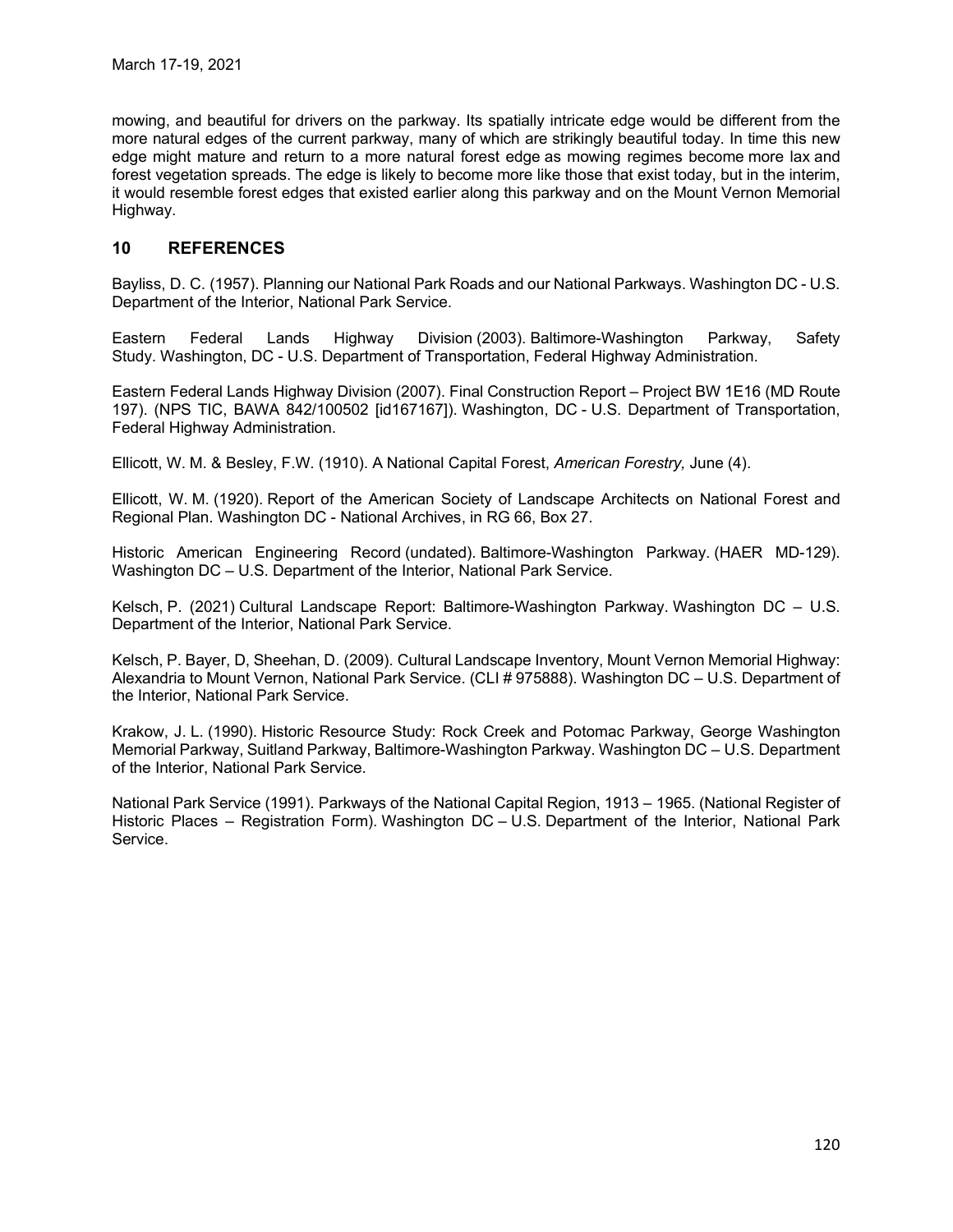mowing, and beautiful for drivers on the parkway. Its spatially intricate edge would be different from the more natural edges of the current parkway, many of which are strikingly beautiful today. In time this new edge might mature and return to a more natural forest edge as mowing regimes become more lax and forest vegetation spreads. The edge is likely to become more like those that exist today, but in the interim, it would resemble forest edges that existed earlier along this parkway and on the Mount Vernon Memorial Highway.

## 10 REFERENCES

Bayliss, D. C. (1957). Planning our National Park Roads and our National Parkways. Washington DC - U.S. Department of the Interior, National Park Service.

Eastern Federal Lands Highway Division (2003). Baltimore-Washington Parkway, Safety Study. Washington, DC - U.S. Department of Transportation, Federal Highway Administration.

Eastern Federal Lands Highway Division (2007). Final Construction Report – Project BW 1E16 (MD Route 197). (NPS TIC, BAWA 842/100502 [id167167]). Washington, DC - U.S. Department of Transportation, Federal Highway Administration.

Ellicott, W. M. & Besley, F.W. (1910). A National Capital Forest, *American Forestry,* June (4).

Ellicott, W. M. (1920). Report of the American Society of Landscape Architects on National Forest and Regional Plan. Washington DC - National Archives, in RG 66, Box 27.

Historic American Engineering Record (undated). Baltimore-Washington Parkway. (HAER MD-129). Washington DC – U.S. Department of the Interior, National Park Service.

Kelsch, P. (2021) Cultural Landscape Report: Baltimore-Washington Parkway. Washington DC – U.S. Department of the Interior, National Park Service.

Kelsch, P. Bayer, D, Sheehan, D. (2009). Cultural Landscape Inventory, Mount Vernon Memorial Highway: Alexandria to Mount Vernon, National Park Service. (CLI # 975888). Washington DC – U.S. Department of the Interior, National Park Service.

Krakow, J. L. (1990). Historic Resource Study: Rock Creek and Potomac Parkway, George Washington Memorial Parkway, Suitland Parkway, Baltimore-Washington Parkway. Washington DC – U.S. Department of the Interior, National Park Service.

National Park Service (1991). Parkways of the National Capital Region, 1913 – 1965. (National Register of Historic Places – Registration Form). Washington DC – U.S. Department of the Interior, National Park Service.